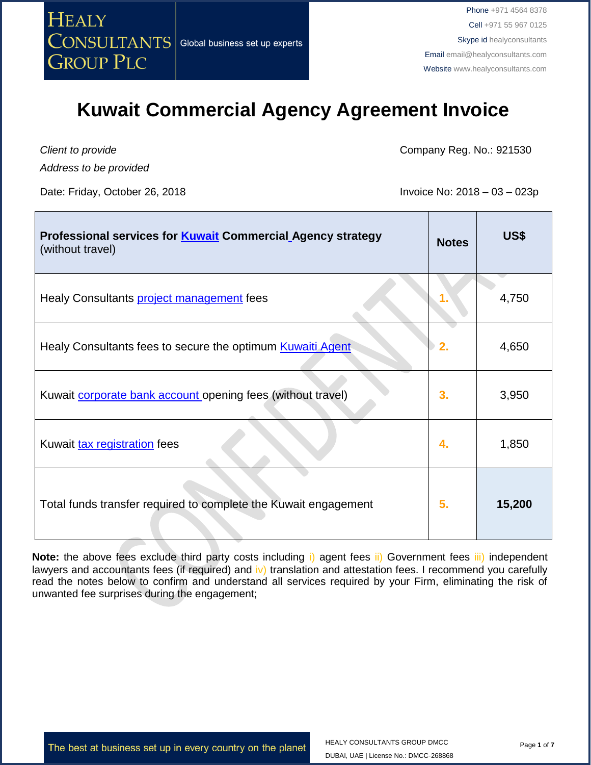# Kuwait Commercial Agency Agreement Invoice

*Client to provide*

*Address to be provided*

Company Reg. No.: 921530

Date: Friday, October 26, 2018

Invoice No: 2018 – 03 – 023p

| **Professional services for Kuwait Commercial Agency strategy** (without travel) | **Notes** | **US$** |
|---|---|---|
| Healy Consultants project management fees | 1. | 4,750 |
| Healy Consultants fees to secure the optimum Kuwaiti Agent | 2. | 4,650 |
| Kuwait corporate bank account opening fees (without travel) | 3. | 3,950 |
| Kuwait tax registration fees | 4. | 1,850 |
| Total funds transfer required to complete the Kuwait engagement | 5. | **15,200** |

**Note:** the above fees exclude third party costs including i) agent fees ii) Government fees iii) independent lawyers and accountants fees (if required) and iv) translation and attestation fees. I recommend you carefully read the notes below to confirm and understand all services required by your Firm, eliminating the risk of unwanted fee surprises during the engagement;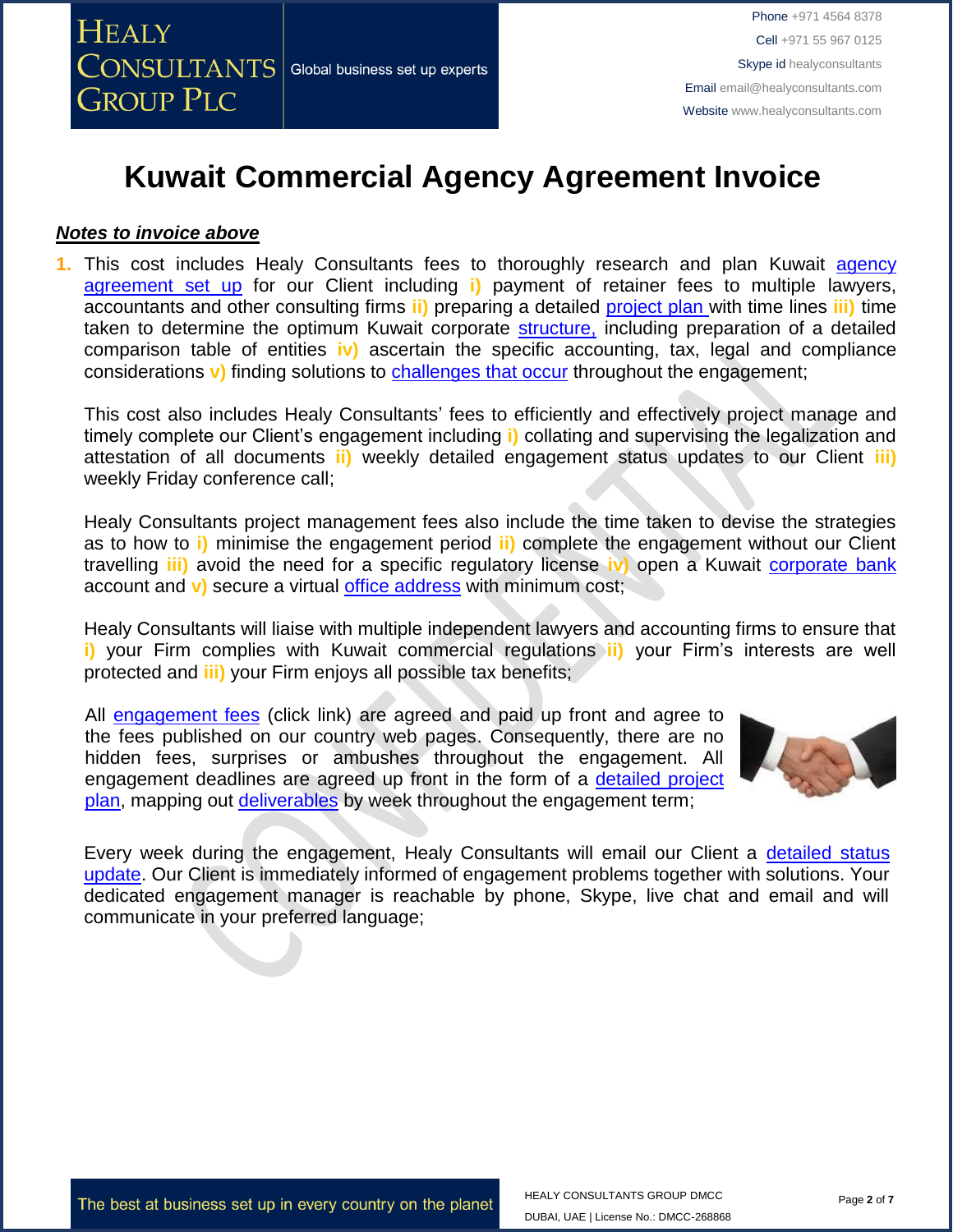# Kuwait Commercial Agency Agreement Invoice

***Notes to invoice above***

1. This cost includes Healy Consultants fees to thoroughly research and plan Kuwait agency agreement set up for our Client including **i)** payment of retainer fees to multiple lawyers, accountants and other consulting firms **ii)** preparing a detailed project plan with time lines **iii)** time taken to determine the optimum Kuwait corporate structure, including preparation of a detailed comparison table of entities **iv)** ascertain the specific accounting, tax, legal and compliance considerations **v)** finding solutions to challenges that occur throughout the engagement;

   This cost also includes Healy Consultants' fees to efficiently and effectively project manage and timely complete our Client's engagement including **i)** collating and supervising the legalization and attestation of all documents **ii)** weekly detailed engagement status updates to our Client **iii)** weekly Friday conference call;

   Healy Consultants project management fees also include the time taken to devise the strategies as to how to **i)** minimise the engagement period **ii)** complete the engagement without our Client travelling **iii)** avoid the need for a specific regulatory license **iv)** open a Kuwait corporate bank account and **v)** secure a virtual office address with minimum cost;

   Healy Consultants will liaise with multiple independent lawyers and accounting firms to ensure that **i)** your Firm complies with Kuwait commercial regulations **ii)** your Firm's interests are well protected and **iii)** your Firm enjoys all possible tax benefits;

   All engagement fees (click link) are agreed and paid up front and agree to the fees published on our country web pages. Consequently, there are no hidden fees, surprises or ambushes throughout the engagement. All engagement deadlines are agreed up front in the form of a detailed project plan, mapping out deliverables by week throughout the engagement term;

   Every week during the engagement, Healy Consultants will email our Client a detailed status update. Our Client is immediately informed of engagement problems together with solutions. Your dedicated engagement manager is reachable by phone, Skype, live chat and email and will communicate in your preferred language;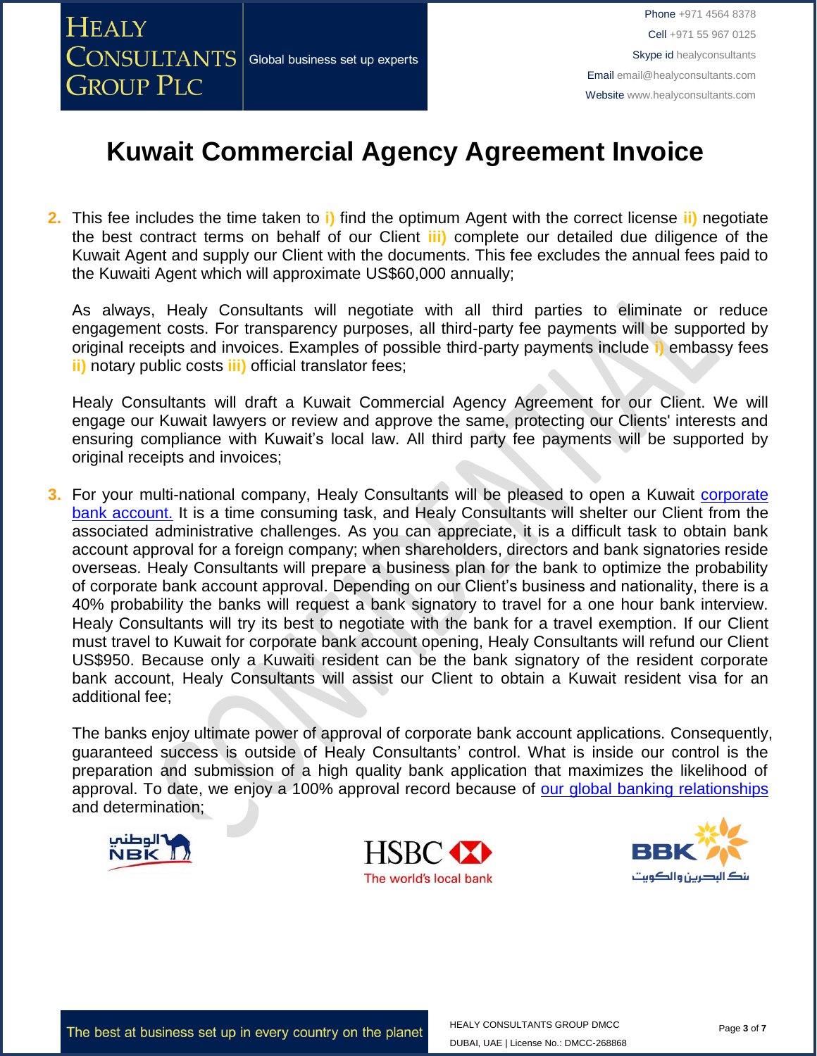# Kuwait Commercial Agency Agreement Invoice

2. This fee includes the time taken to i) find the optimum Agent with the correct license ii) negotiate the best contract terms on behalf of our Client iii) complete our detailed due diligence of the Kuwait Agent and supply our Client with the documents. This fee excludes the annual fees paid to the Kuwaiti Agent which will approximate US$60,000 annually;

   As always, Healy Consultants will negotiate with all third parties to eliminate or reduce engagement costs. For transparency purposes, all third-party fee payments will be supported by original receipts and invoices. Examples of possible third-party payments include i) embassy fees ii) notary public costs iii) official translator fees;

   Healy Consultants will draft a Kuwait Commercial Agency Agreement for our Client. We will engage our Kuwait lawyers or review and approve the same, protecting our Clients' interests and ensuring compliance with Kuwait's local law. All third party fee payments will be supported by original receipts and invoices;

3. For your multi-national company, Healy Consultants will be pleased to open a Kuwait corporate bank account. It is a time consuming task, and Healy Consultants will shelter our Client from the associated administrative challenges. As you can appreciate, it is a difficult task to obtain bank account approval for a foreign company; when shareholders, directors and bank signatories reside overseas. Healy Consultants will prepare a business plan for the bank to optimize the probability of corporate bank account approval. Depending on our Client's business and nationality, there is a 40% probability the banks will request a bank signatory to travel for a one hour bank interview. Healy Consultants will try its best to negotiate with the bank for a travel exemption. If our Client must travel to Kuwait for corporate bank account opening, Healy Consultants will refund our Client US$950. Because only a Kuwaiti resident can be the bank signatory of the resident corporate bank account, Healy Consultants will assist our Client to obtain a Kuwait resident visa for an additional fee;

   The banks enjoy ultimate power of approval of corporate bank account applications. Consequently, guaranteed success is outside of Healy Consultants' control. What is inside our control is the preparation and submission of a high quality bank application that maximizes the likelihood of approval. To date, we enjoy a 100% approval record because of our global banking relationships and determination;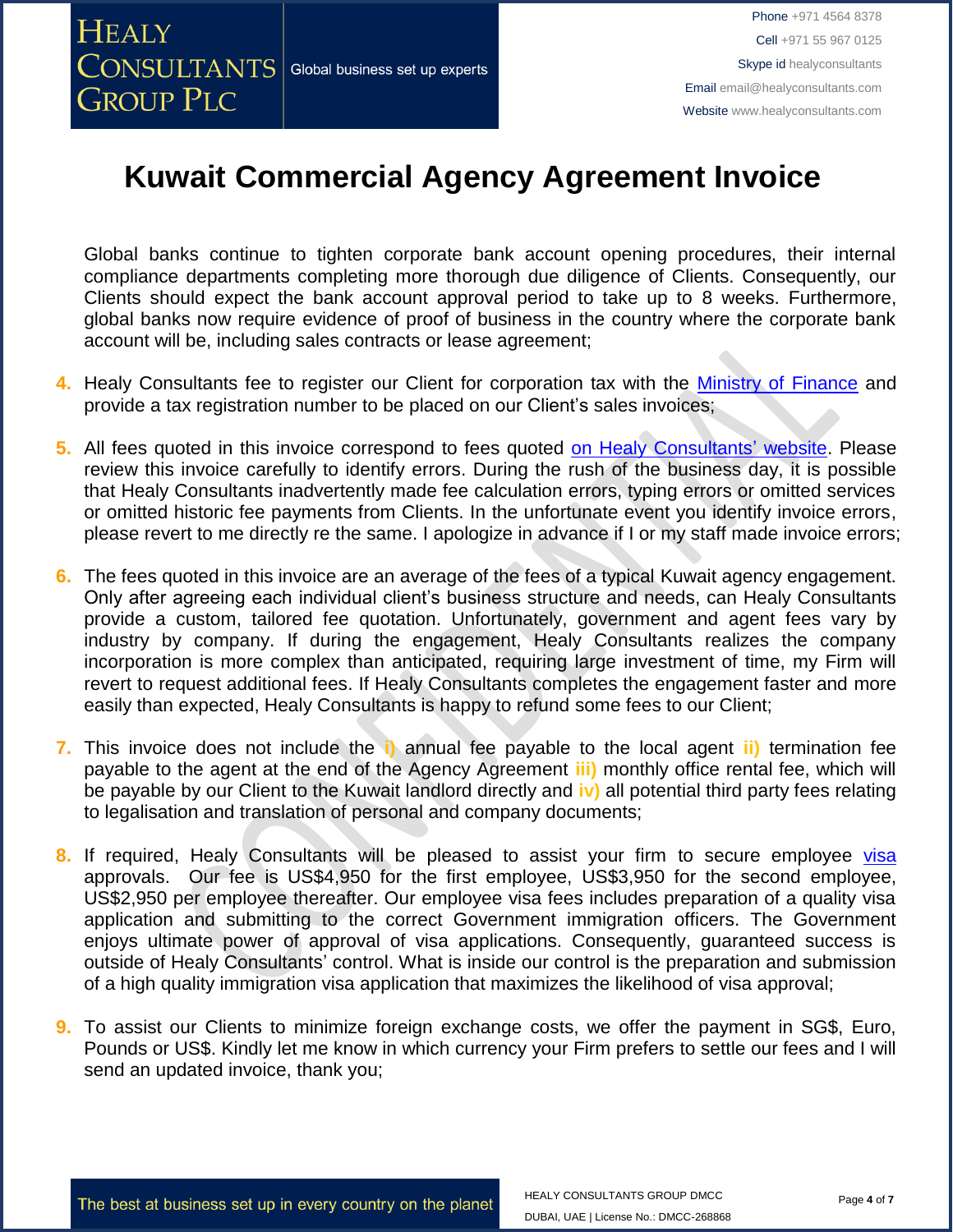# Kuwait Commercial Agency Agreement Invoice

Global banks continue to tighten corporate bank account opening procedures, their internal compliance departments completing more thorough due diligence of Clients. Consequently, our Clients should expect the bank account approval period to take up to 8 weeks. Furthermore, global banks now require evidence of proof of business in the country where the corporate bank account will be, including sales contracts or lease agreement;

4. Healy Consultants fee to register our Client for corporation tax with the Ministry of Finance and provide a tax registration number to be placed on our Client's sales invoices;

5. All fees quoted in this invoice correspond to fees quoted on Healy Consultants' website. Please review this invoice carefully to identify errors. During the rush of the business day, it is possible that Healy Consultants inadvertently made fee calculation errors, typing errors or omitted services or omitted historic fee payments from Clients. In the unfortunate event you identify invoice errors, please revert to me directly re the same. I apologize in advance if I or my staff made invoice errors;

6. The fees quoted in this invoice are an average of the fees of a typical Kuwait agency engagement. Only after agreeing each individual client's business structure and needs, can Healy Consultants provide a custom, tailored fee quotation. Unfortunately, government and agent fees vary by industry by company. If during the engagement, Healy Consultants realizes the company incorporation is more complex than anticipated, requiring large investment of time, my Firm will revert to request additional fees. If Healy Consultants completes the engagement faster and more easily than expected, Healy Consultants is happy to refund some fees to our Client;

7. This invoice does not include the **i)** annual fee payable to the local agent **ii)** termination fee payable to the agent at the end of the Agency Agreement **iii)** monthly office rental fee, which will be payable by our Client to the Kuwait landlord directly and **iv)** all potential third party fees relating to legalisation and translation of personal and company documents;

8. If required, Healy Consultants will be pleased to assist your firm to secure employee visa approvals. Our fee is US$4,950 for the first employee, US$3,950 for the second employee, US$2,950 per employee thereafter. Our employee visa fees includes preparation of a quality visa application and submitting to the correct Government immigration officers. The Government enjoys ultimate power of approval of visa applications. Consequently, guaranteed success is outside of Healy Consultants' control. What is inside our control is the preparation and submission of a high quality immigration visa application that maximizes the likelihood of visa approval;

9. To assist our Clients to minimize foreign exchange costs, we offer the payment in SG$, Euro, Pounds or US$. Kindly let me know in which currency your Firm prefers to settle our fees and I will send an updated invoice, thank you;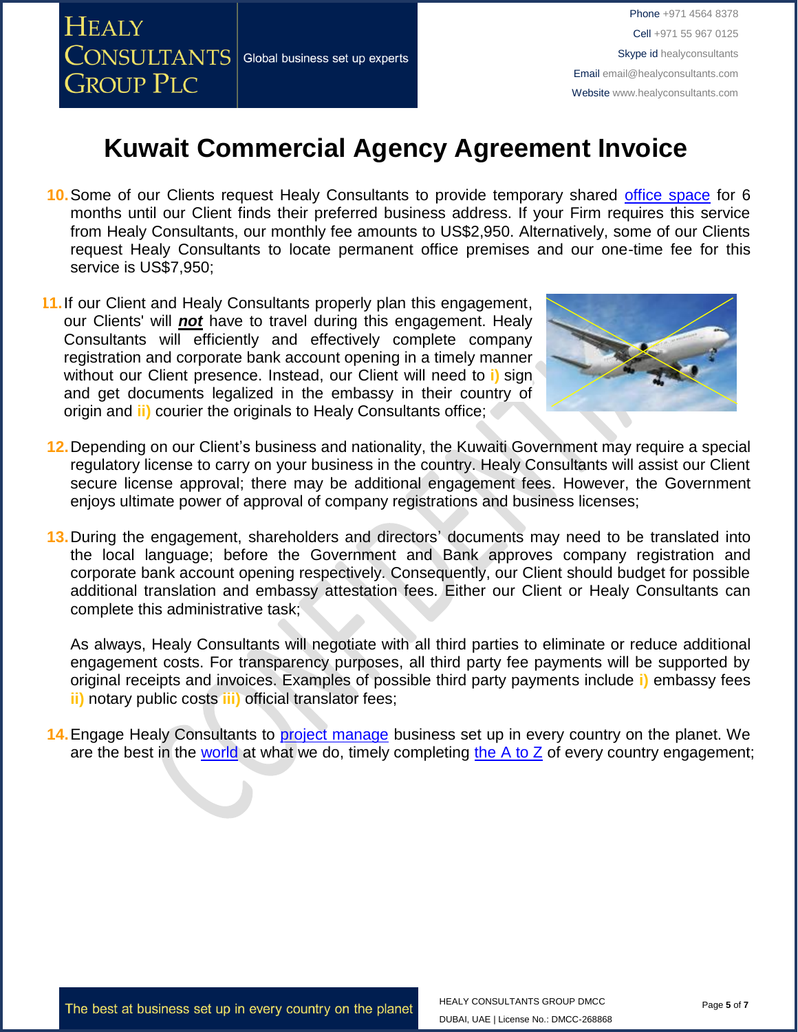# Kuwait Commercial Agency Agreement Invoice

10. Some of our Clients request Healy Consultants to provide temporary shared office space for 6 months until our Client finds their preferred business address. If your Firm requires this service from Healy Consultants, our monthly fee amounts to US$2,950. Alternatively, some of our Clients request Healy Consultants to locate permanent office premises and our one-time fee for this service is US$7,950;

11. If our Client and Healy Consultants properly plan this engagement, our Clients' will ***not*** have to travel during this engagement. Healy Consultants will efficiently and effectively complete company registration and corporate bank account opening in a timely manner without our Client presence. Instead, our Client will need to **i)** sign and get documents legalized in the embassy in their country of origin and **ii)** courier the originals to Healy Consultants office;

12. Depending on our Client's business and nationality, the Kuwaiti Government may require a special regulatory license to carry on your business in the country. Healy Consultants will assist our Client secure license approval; there may be additional engagement fees. However, the Government enjoys ultimate power of approval of company registrations and business licenses;

13. During the engagement, shareholders and directors' documents may need to be translated into the local language; before the Government and Bank approves company registration and corporate bank account opening respectively. Consequently, our Client should budget for possible additional translation and embassy attestation fees. Either our Client or Healy Consultants can complete this administrative task;

    As always, Healy Consultants will negotiate with all third parties to eliminate or reduce additional engagement costs. For transparency purposes, all third party fee payments will be supported by original receipts and invoices. Examples of possible third party payments include **i)** embassy fees **ii)** notary public costs **iii)** official translator fees;

14. Engage Healy Consultants to project manage business set up in every country on the planet. We are the best in the world at what we do, timely completing the A to Z of every country engagement;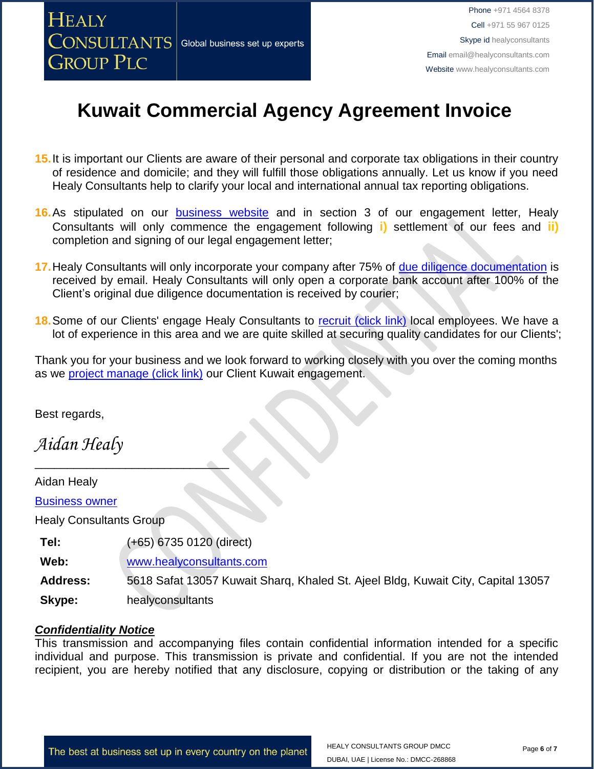# Kuwait Commercial Agency Agreement Invoice

15. It is important our Clients are aware of their personal and corporate tax obligations in their country of residence and domicile; and they will fulfill those obligations annually. Let us know if you need Healy Consultants help to clarify your local and international annual tax reporting obligations.

16. As stipulated on our business website and in section 3 of our engagement letter, Healy Consultants will only commence the engagement following **i)** settlement of our fees and **ii)** completion and signing of our legal engagement letter;

17. Healy Consultants will only incorporate your company after 75% of due diligence documentation is received by email. Healy Consultants will only open a corporate bank account after 100% of the Client's original due diligence documentation is received by courier;

18. Some of our Clients' engage Healy Consultants to recruit (click link) local employees. We have a lot of experience in this area and we are quite skilled at securing quality candidates for our Clients';

Thank you for your business and we look forward to working closely with you over the coming months as we project manage (click link) our Client Kuwait engagement.

Best regards,

*Aidan Healy*

______________________________

Aidan Healy

Business owner

Healy Consultants Group

| | |
|---|---|
| **Tel:** | (+65) 6735 0120 (direct) |
| **Web:** | www.healyconsultants.com |
| **Address:** | 5618 Safat 13057 Kuwait Sharq, Khaled St. Ajeel Bldg, Kuwait City, Capital 13057 |
| **Skype:** | healyconsultants |

***Confidentiality Notice***

This transmission and accompanying files contain confidential information intended for a specific individual and purpose. This transmission is private and confidential. If you are not the intended recipient, you are hereby notified that any disclosure, copying or distribution or the taking of any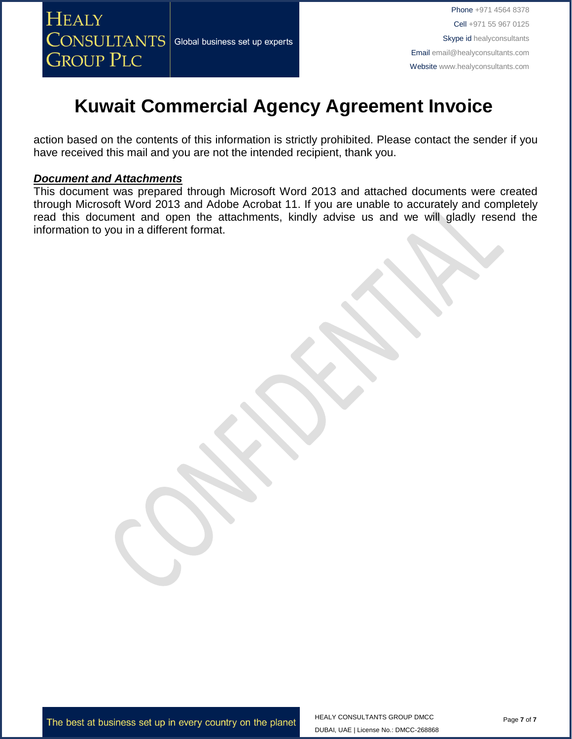action based on the contents of this information is strictly prohibited. Please contact the sender if you have received this mail and you are not the intended recipient, thank you.

***Document and Attachments***

This document was prepared through Microsoft Word 2013 and attached documents were created through Microsoft Word 2013 and Adobe Acrobat 11. If you are unable to accurately and completely read this document and open the attachments, kindly advise us and we will gladly resend the information to you in a different format.